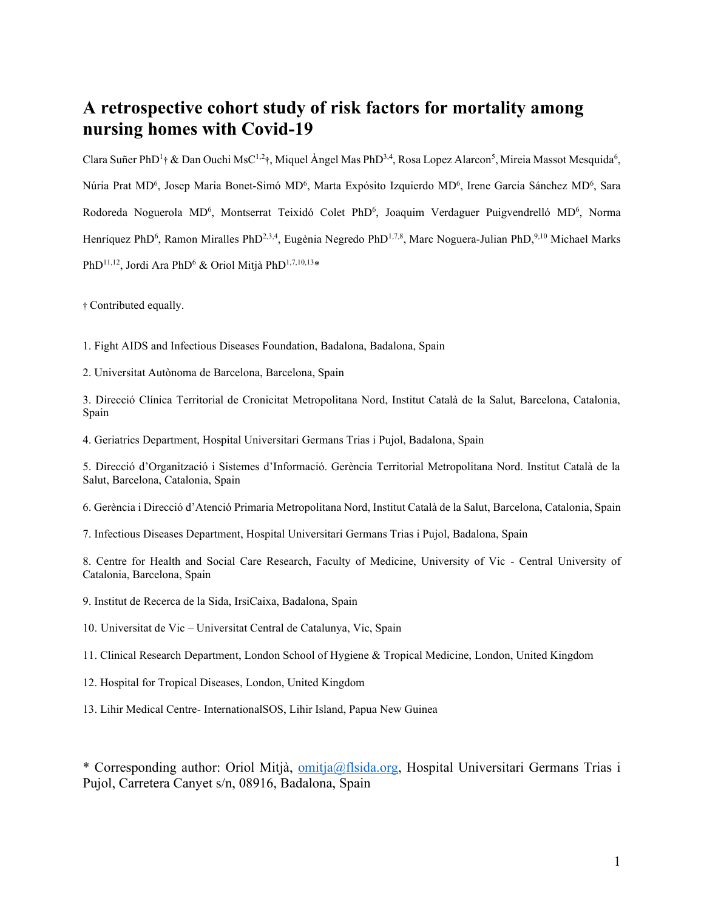# A retrospective cohort study of risk factors for mortality among nursing homes with Covid-19

Clara Suñer PhD[1]† & Dan Ouchi MsC[1,2]†, Miquel Àngel Mas PhD[3,4], Rosa Lopez Alarcon[5], Mireia Massot Mesquida[6], Núria Prat MD[6], Josep Maria Bonet-Simó MD[6], Marta Expósito Izquierdo MD[6], Irene Garcia Sánchez MD[6], Sara Rodoreda Noguerola MD[6], Montserrat Teixidó Colet PhD[6], Joaquim Verdaguer Puigvendrelló MD[6], Norma Henríquez PhD[6], Ramon Miralles PhD[2,3,4], Eugènia Negredo PhD[1,7,8], Marc Noguera-Julian PhD,[9,10] Michael Marks PhD[11,12], Jordi Ara PhD[6] & Oriol Mitjà PhD[1,7,10,13]*

† Contributed equally.

1. Fight AIDS and Infectious Diseases Foundation, Badalona, Badalona, Spain
2. Universitat Autònoma de Barcelona, Barcelona, Spain
3. Direcció Clínica Territorial de Cronicitat Metropolitana Nord, Institut Català de la Salut, Barcelona, Catalonia, Spain
4. Geriatrics Department, Hospital Universitari Germans Trias i Pujol, Badalona, Spain
5. Direcció d'Organització i Sistemes d'Informació. Gerència Territorial Metropolitana Nord. Institut Català de la Salut, Barcelona, Catalonia, Spain
6. Gerència i Direcció d'Atenció Primaria Metropolitana Nord, Institut Català de la Salut, Barcelona, Catalonia, Spain
7. Infectious Diseases Department, Hospital Universitari Germans Trias i Pujol, Badalona, Spain
8. Centre for Health and Social Care Research, Faculty of Medicine, University of Vic - Central University of Catalonia, Barcelona, Spain
9. Institut de Recerca de la Sida, IrsiCaixa, Badalona, Spain
10. Universitat de Vic – Universitat Central de Catalunya, Vic, Spain
11. Clinical Research Department, London School of Hygiene & Tropical Medicine, London, United Kingdom
12. Hospital for Tropical Diseases, London, United Kingdom
13. Lihir Medical Centre- InternationalSOS, Lihir Island, Papua New Guinea

* Corresponding author: Oriol Mitjà, omitja@flsida.org, Hospital Universitari Germans Trias i Pujol, Carretera Canyet s/n, 08916, Badalona, Spain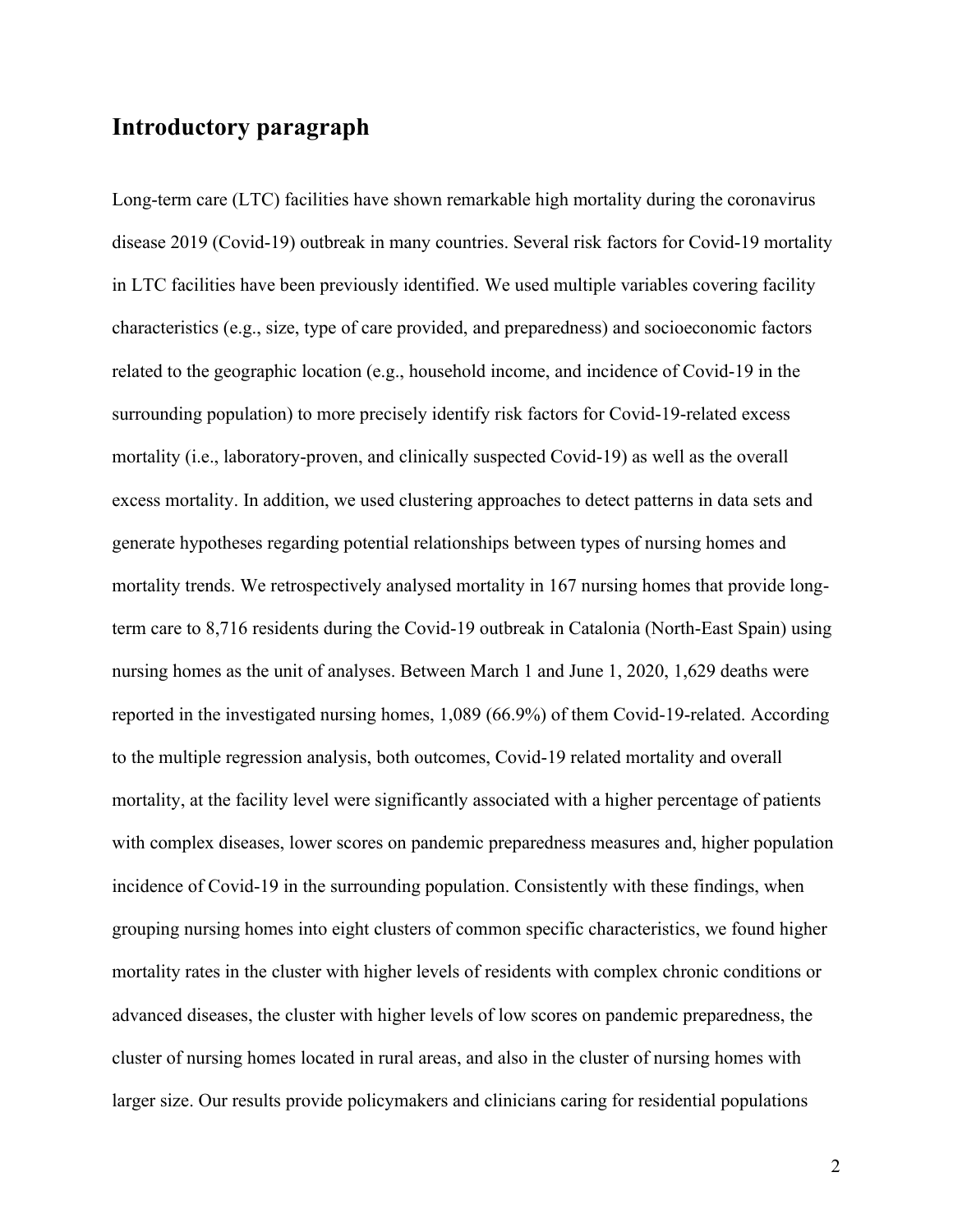## Introductory paragraph

Long-term care (LTC) facilities have shown remarkable high mortality during the coronavirus disease 2019 (Covid-19) outbreak in many countries. Several risk factors for Covid-19 mortality in LTC facilities have been previously identified. We used multiple variables covering facility characteristics (e.g., size, type of care provided, and preparedness) and socioeconomic factors related to the geographic location (e.g., household income, and incidence of Covid-19 in the surrounding population) to more precisely identify risk factors for Covid-19-related excess mortality (i.e., laboratory-proven, and clinically suspected Covid-19) as well as the overall excess mortality. In addition, we used clustering approaches to detect patterns in data sets and generate hypotheses regarding potential relationships between types of nursing homes and mortality trends. We retrospectively analysed mortality in 167 nursing homes that provide long-term care to 8,716 residents during the Covid-19 outbreak in Catalonia (North-East Spain) using nursing homes as the unit of analyses. Between March 1 and June 1, 2020, 1,629 deaths were reported in the investigated nursing homes, 1,089 (66.9%) of them Covid-19-related. According to the multiple regression analysis, both outcomes, Covid-19 related mortality and overall mortality, at the facility level were significantly associated with a higher percentage of patients with complex diseases, lower scores on pandemic preparedness measures and, higher population incidence of Covid-19 in the surrounding population. Consistently with these findings, when grouping nursing homes into eight clusters of common specific characteristics, we found higher mortality rates in the cluster with higher levels of residents with complex chronic conditions or advanced diseases, the cluster with higher levels of low scores on pandemic preparedness, the cluster of nursing homes located in rural areas, and also in the cluster of nursing homes with larger size. Our results provide policymakers and clinicians caring for residential populations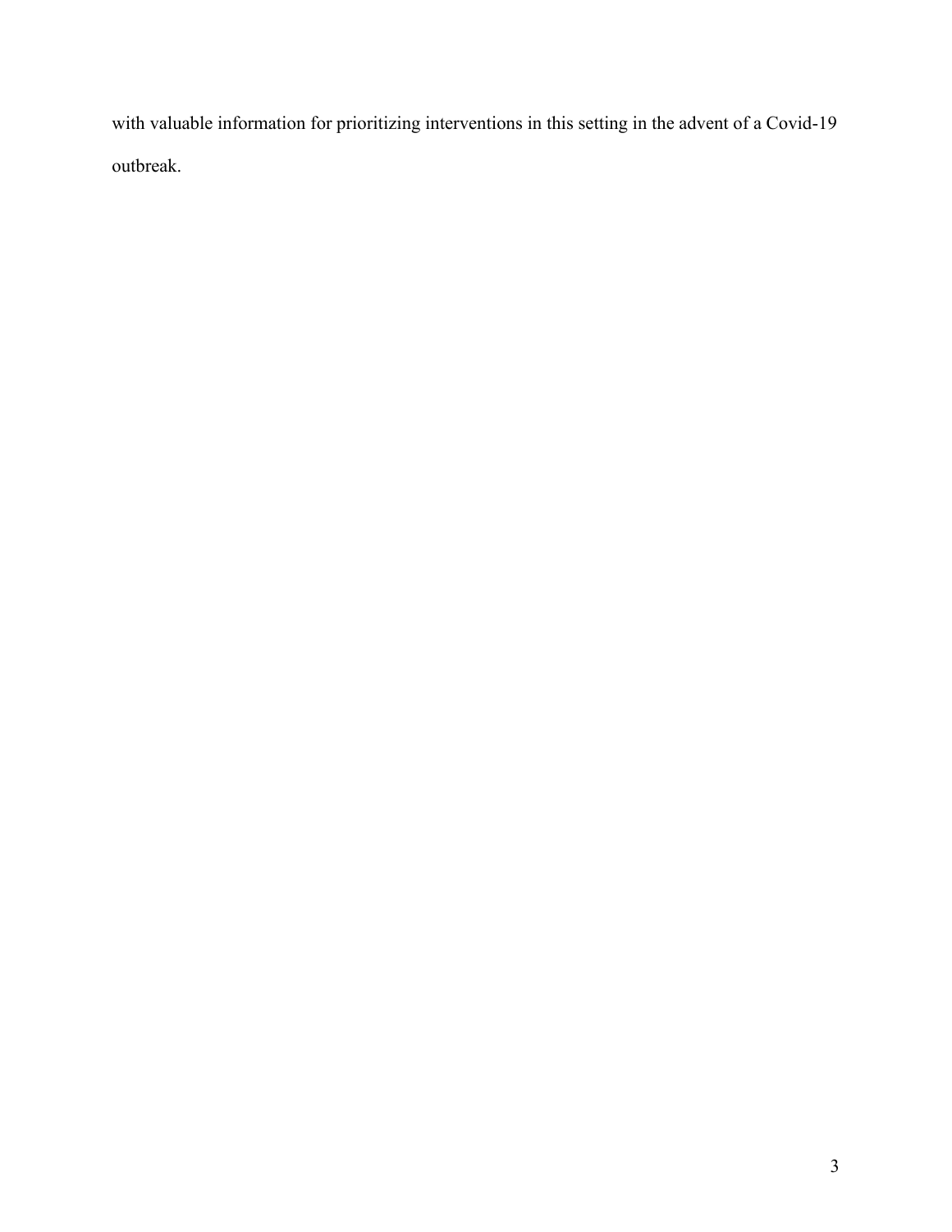with valuable information for prioritizing interventions in this setting in the advent of a Covid-19 outbreak.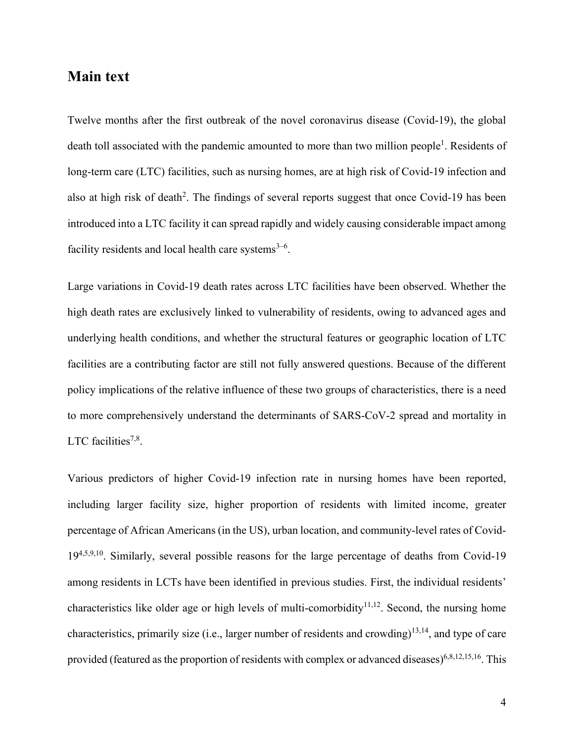## Main text

Twelve months after the first outbreak of the novel coronavirus disease (Covid-19), the global death toll associated with the pandemic amounted to more than two million people[1]. Residents of long-term care (LTC) facilities, such as nursing homes, are at high risk of Covid-19 infection and also at high risk of death[2]. The findings of several reports suggest that once Covid-19 has been introduced into a LTC facility it can spread rapidly and widely causing considerable impact among facility residents and local health care systems[3–6].

Large variations in Covid-19 death rates across LTC facilities have been observed. Whether the high death rates are exclusively linked to vulnerability of residents, owing to advanced ages and underlying health conditions, and whether the structural features or geographic location of LTC facilities are a contributing factor are still not fully answered questions. Because of the different policy implications of the relative influence of these two groups of characteristics, there is a need to more comprehensively understand the determinants of SARS-CoV-2 spread and mortality in LTC facilities[7,8].

Various predictors of higher Covid-19 infection rate in nursing homes have been reported, including larger facility size, higher proportion of residents with limited income, greater percentage of African Americans (in the US), urban location, and community-level rates of Covid-19[4,5,9,10]. Similarly, several possible reasons for the large percentage of deaths from Covid-19 among residents in LCTs have been identified in previous studies. First, the individual residents' characteristics like older age or high levels of multi-comorbidity[11,12]. Second, the nursing home characteristics, primarily size (i.e., larger number of residents and crowding)[13,14], and type of care provided (featured as the proportion of residents with complex or advanced diseases)[6,8,12,15,16]. This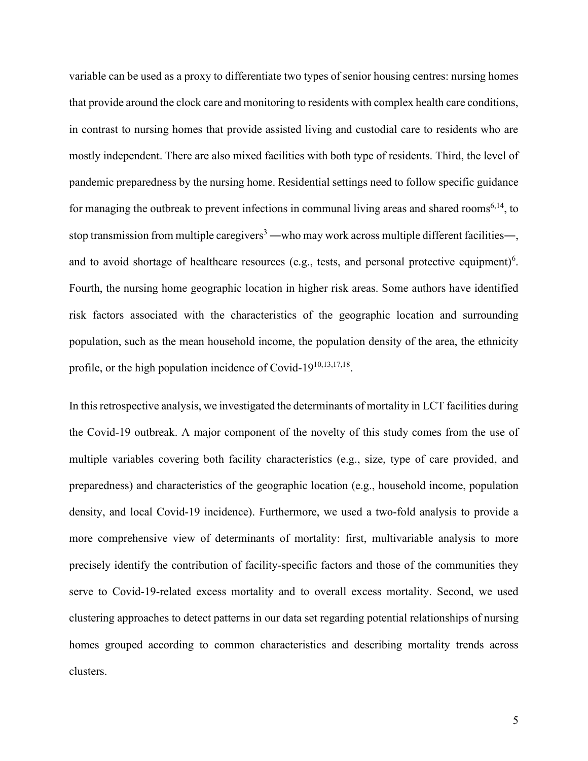variable can be used as a proxy to differentiate two types of senior housing centres: nursing homes that provide around the clock care and monitoring to residents with complex health care conditions, in contrast to nursing homes that provide assisted living and custodial care to residents who are mostly independent. There are also mixed facilities with both type of residents. Third, the level of pandemic preparedness by the nursing home. Residential settings need to follow specific guidance for managing the outbreak to prevent infections in communal living areas and shared rooms[6,14], to stop transmission from multiple caregivers[3] ―who may work across multiple different facilities―, and to avoid shortage of healthcare resources (e.g., tests, and personal protective equipment)[6]. Fourth, the nursing home geographic location in higher risk areas. Some authors have identified risk factors associated with the characteristics of the geographic location and surrounding population, such as the mean household income, the population density of the area, the ethnicity profile, or the high population incidence of Covid-19[10,13,17,18].

In this retrospective analysis, we investigated the determinants of mortality in LCT facilities during the Covid-19 outbreak. A major component of the novelty of this study comes from the use of multiple variables covering both facility characteristics (e.g., size, type of care provided, and preparedness) and characteristics of the geographic location (e.g., household income, population density, and local Covid-19 incidence). Furthermore, we used a two-fold analysis to provide a more comprehensive view of determinants of mortality: first, multivariable analysis to more precisely identify the contribution of facility-specific factors and those of the communities they serve to Covid-19-related excess mortality and to overall excess mortality. Second, we used clustering approaches to detect patterns in our data set regarding potential relationships of nursing homes grouped according to common characteristics and describing mortality trends across clusters.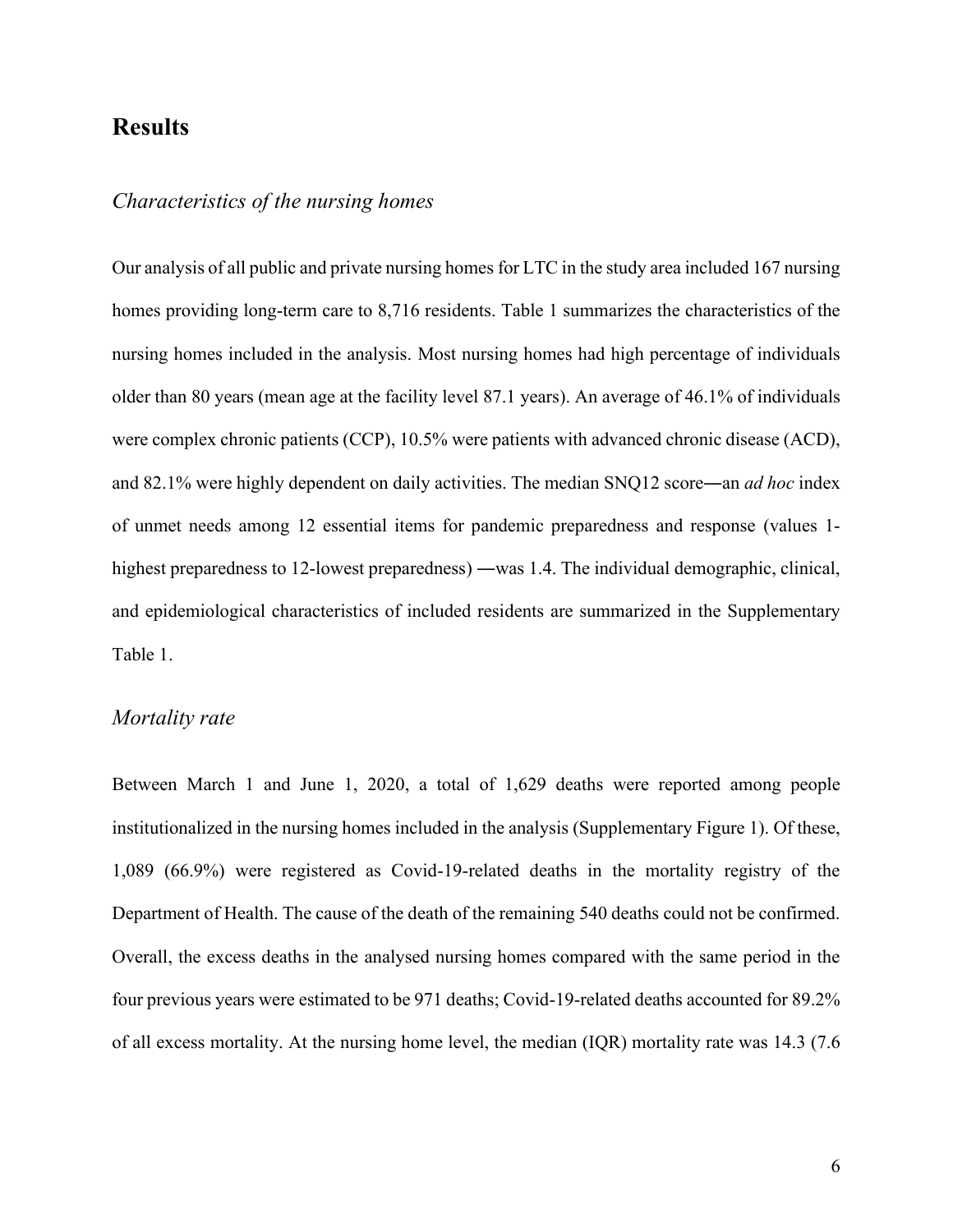# Results

## *Characteristics of the nursing homes*

Our analysis of all public and private nursing homes for LTC in the study area included 167 nursing homes providing long-term care to 8,716 residents. Table 1 summarizes the characteristics of the nursing homes included in the analysis. Most nursing homes had high percentage of individuals older than 80 years (mean age at the facility level 87.1 years). An average of 46.1% of individuals were complex chronic patients (CCP), 10.5% were patients with advanced chronic disease (ACD), and 82.1% were highly dependent on daily activities. The median SNQ12 score―an *ad hoc* index of unmet needs among 12 essential items for pandemic preparedness and response (values 1-highest preparedness to 12-lowest preparedness) ―was 1.4. The individual demographic, clinical, and epidemiological characteristics of included residents are summarized in the Supplementary Table 1.

## *Mortality rate*

Between March 1 and June 1, 2020, a total of 1,629 deaths were reported among people institutionalized in the nursing homes included in the analysis (Supplementary Figure 1). Of these, 1,089 (66.9%) were registered as Covid-19-related deaths in the mortality registry of the Department of Health. The cause of the death of the remaining 540 deaths could not be confirmed. Overall, the excess deaths in the analysed nursing homes compared with the same period in the four previous years were estimated to be 971 deaths; Covid-19-related deaths accounted for 89.2% of all excess mortality. At the nursing home level, the median (IQR) mortality rate was 14.3 (7.6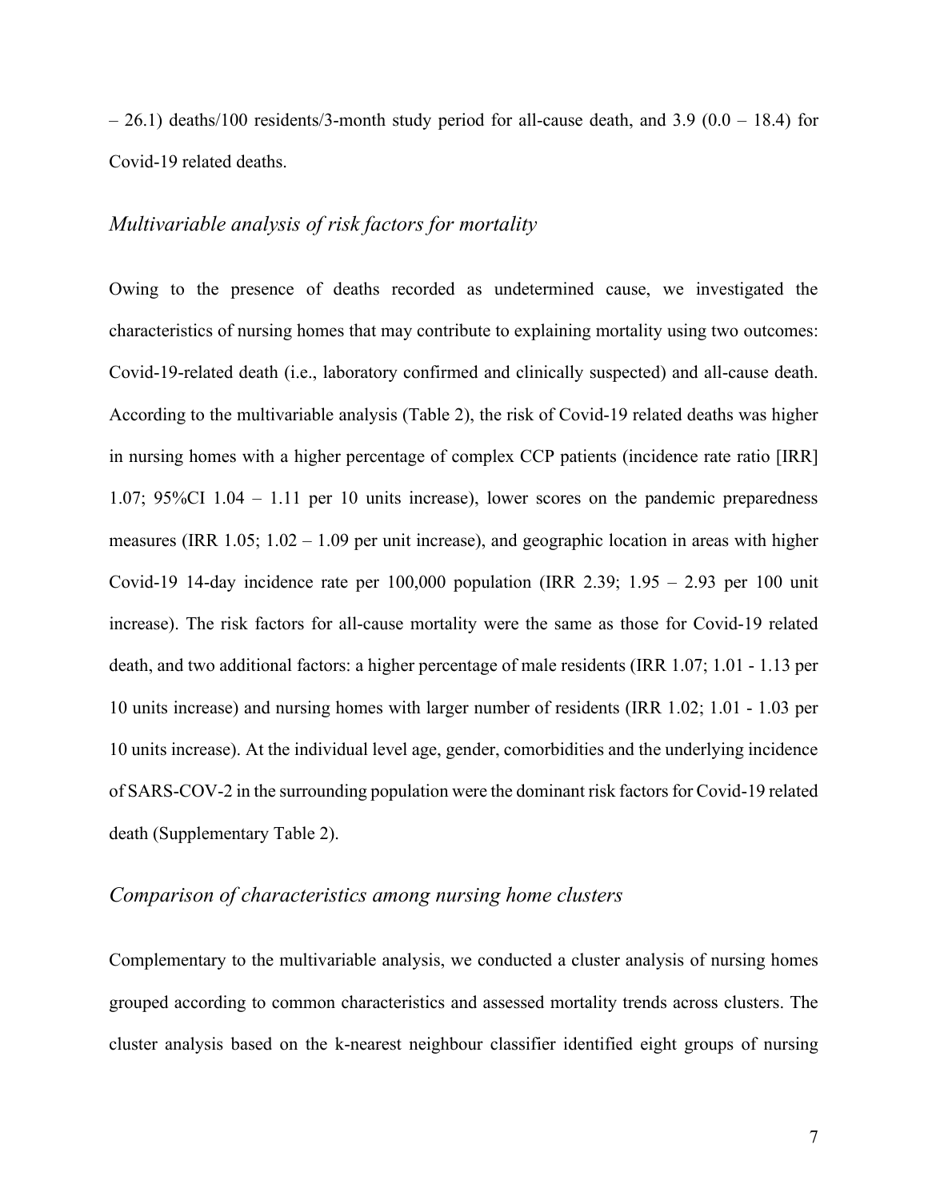– 26.1) deaths/100 residents/3-month study period for all-cause death, and 3.9 (0.0 – 18.4) for Covid-19 related deaths.

### *Multivariable analysis of risk factors for mortality*

Owing to the presence of deaths recorded as undetermined cause, we investigated the characteristics of nursing homes that may contribute to explaining mortality using two outcomes: Covid-19-related death (i.e., laboratory confirmed and clinically suspected) and all-cause death. According to the multivariable analysis (Table 2), the risk of Covid-19 related deaths was higher in nursing homes with a higher percentage of complex CCP patients (incidence rate ratio [IRR] 1.07; 95%CI 1.04 – 1.11 per 10 units increase), lower scores on the pandemic preparedness measures (IRR 1.05; 1.02 – 1.09 per unit increase), and geographic location in areas with higher Covid-19 14-day incidence rate per 100,000 population (IRR 2.39; 1.95 – 2.93 per 100 unit increase). The risk factors for all-cause mortality were the same as those for Covid-19 related death, and two additional factors: a higher percentage of male residents (IRR 1.07; 1.01 - 1.13 per 10 units increase) and nursing homes with larger number of residents (IRR 1.02; 1.01 - 1.03 per 10 units increase). At the individual level age, gender, comorbidities and the underlying incidence of SARS-COV-2 in the surrounding population were the dominant risk factors for Covid-19 related death (Supplementary Table 2).

### *Comparison of characteristics among nursing home clusters*

Complementary to the multivariable analysis, we conducted a cluster analysis of nursing homes grouped according to common characteristics and assessed mortality trends across clusters. The cluster analysis based on the k-nearest neighbour classifier identified eight groups of nursing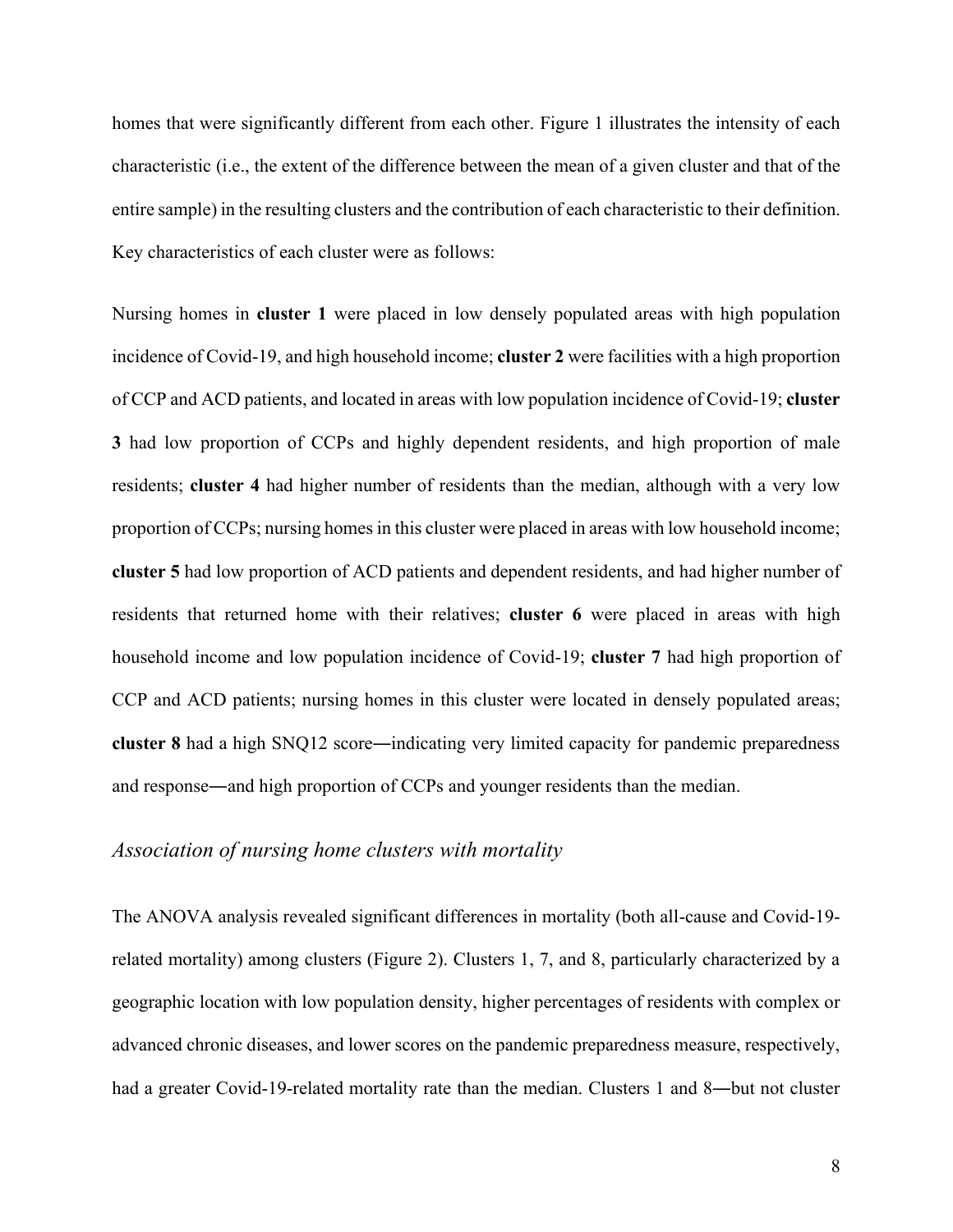homes that were significantly different from each other. Figure 1 illustrates the intensity of each characteristic (i.e., the extent of the difference between the mean of a given cluster and that of the entire sample) in the resulting clusters and the contribution of each characteristic to their definition. Key characteristics of each cluster were as follows:

Nursing homes in **cluster 1** were placed in low densely populated areas with high population incidence of Covid-19, and high household income; **cluster 2** were facilities with a high proportion of CCP and ACD patients, and located in areas with low population incidence of Covid-19; **cluster 3** had low proportion of CCPs and highly dependent residents, and high proportion of male residents; **cluster 4** had higher number of residents than the median, although with a very low proportion of CCPs; nursing homes in this cluster were placed in areas with low household income; **cluster 5** had low proportion of ACD patients and dependent residents, and had higher number of residents that returned home with their relatives; **cluster 6** were placed in areas with high household income and low population incidence of Covid-19; **cluster 7** had high proportion of CCP and ACD patients; nursing homes in this cluster were located in densely populated areas; **cluster 8** had a high SNQ12 score―indicating very limited capacity for pandemic preparedness and response―and high proportion of CCPs and younger residents than the median.

### *Association of nursing home clusters with mortality*

The ANOVA analysis revealed significant differences in mortality (both all-cause and Covid-19-related mortality) among clusters (Figure 2). Clusters 1, 7, and 8, particularly characterized by a geographic location with low population density, higher percentages of residents with complex or advanced chronic diseases, and lower scores on the pandemic preparedness measure, respectively, had a greater Covid-19-related mortality rate than the median. Clusters 1 and 8―but not cluster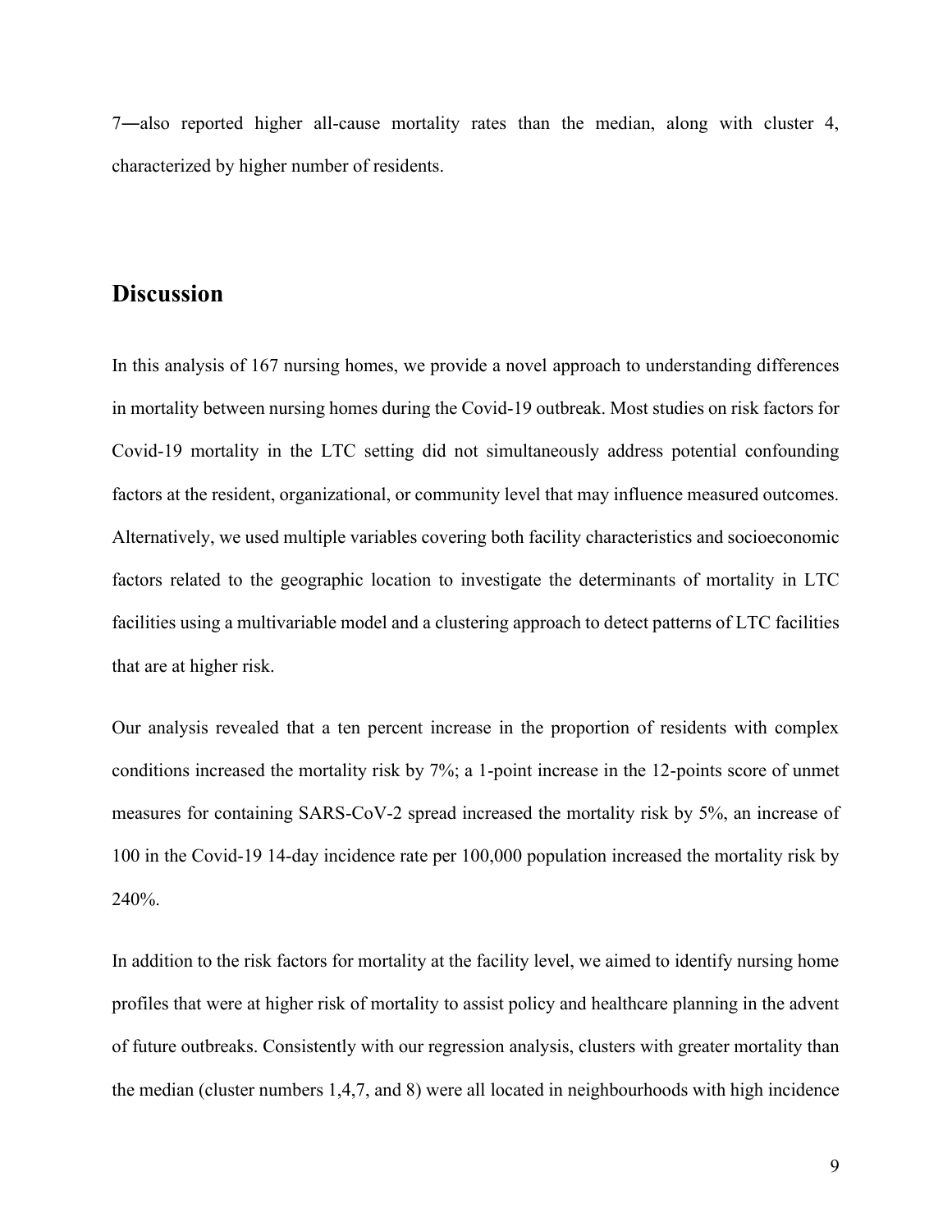7—also reported higher all-cause mortality rates than the median, along with cluster 4, characterized by higher number of residents.

## Discussion

In this analysis of 167 nursing homes, we provide a novel approach to understanding differences in mortality between nursing homes during the Covid-19 outbreak. Most studies on risk factors for Covid-19 mortality in the LTC setting did not simultaneously address potential confounding factors at the resident, organizational, or community level that may influence measured outcomes. Alternatively, we used multiple variables covering both facility characteristics and socioeconomic factors related to the geographic location to investigate the determinants of mortality in LTC facilities using a multivariable model and a clustering approach to detect patterns of LTC facilities that are at higher risk.

Our analysis revealed that a ten percent increase in the proportion of residents with complex conditions increased the mortality risk by 7%; a 1-point increase in the 12-points score of unmet measures for containing SARS-CoV-2 spread increased the mortality risk by 5%, an increase of 100 in the Covid-19 14-day incidence rate per 100,000 population increased the mortality risk by 240%.

In addition to the risk factors for mortality at the facility level, we aimed to identify nursing home profiles that were at higher risk of mortality to assist policy and healthcare planning in the advent of future outbreaks. Consistently with our regression analysis, clusters with greater mortality than the median (cluster numbers 1,4,7, and 8) were all located in neighbourhoods with high incidence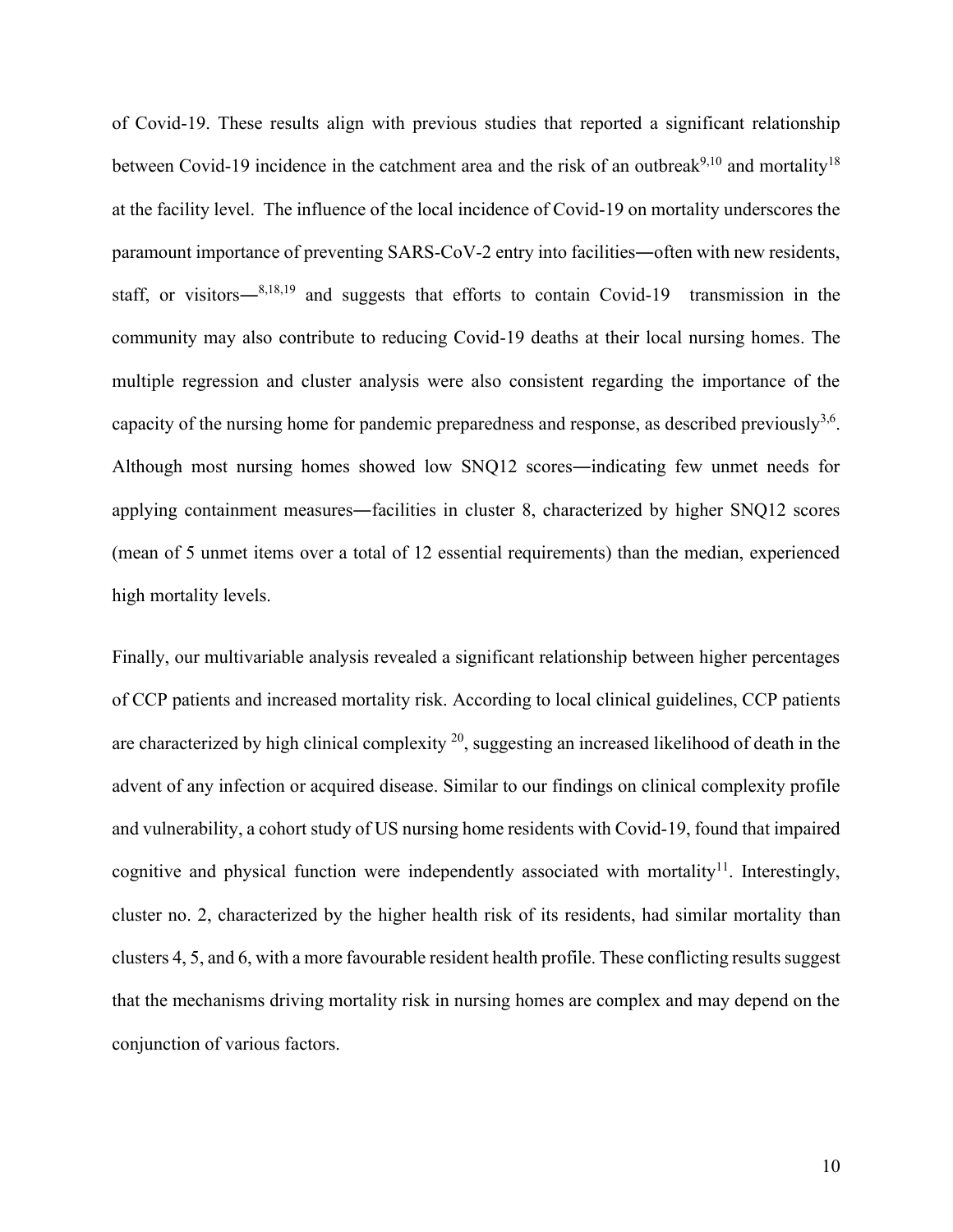of Covid-19. These results align with previous studies that reported a significant relationship between Covid-19 incidence in the catchment area and the risk of an outbreak[9,10] and mortality[18] at the facility level. The influence of the local incidence of Covid-19 on mortality underscores the paramount importance of preventing SARS-CoV-2 entry into facilities―often with new residents, staff, or visitors―[8,18,19] and suggests that efforts to contain Covid-19 transmission in the community may also contribute to reducing Covid-19 deaths at their local nursing homes. The multiple regression and cluster analysis were also consistent regarding the importance of the capacity of the nursing home for pandemic preparedness and response, as described previously[3,6]. Although most nursing homes showed low SNQ12 scores―indicating few unmet needs for applying containment measures―facilities in cluster 8, characterized by higher SNQ12 scores (mean of 5 unmet items over a total of 12 essential requirements) than the median, experienced high mortality levels.

Finally, our multivariable analysis revealed a significant relationship between higher percentages of CCP patients and increased mortality risk. According to local clinical guidelines, CCP patients are characterized by high clinical complexity [20], suggesting an increased likelihood of death in the advent of any infection or acquired disease. Similar to our findings on clinical complexity profile and vulnerability, a cohort study of US nursing home residents with Covid-19, found that impaired cognitive and physical function were independently associated with mortality[11]. Interestingly, cluster no. 2, characterized by the higher health risk of its residents, had similar mortality than clusters 4, 5, and 6, with a more favourable resident health profile. These conflicting results suggest that the mechanisms driving mortality risk in nursing homes are complex and may depend on the conjunction of various factors.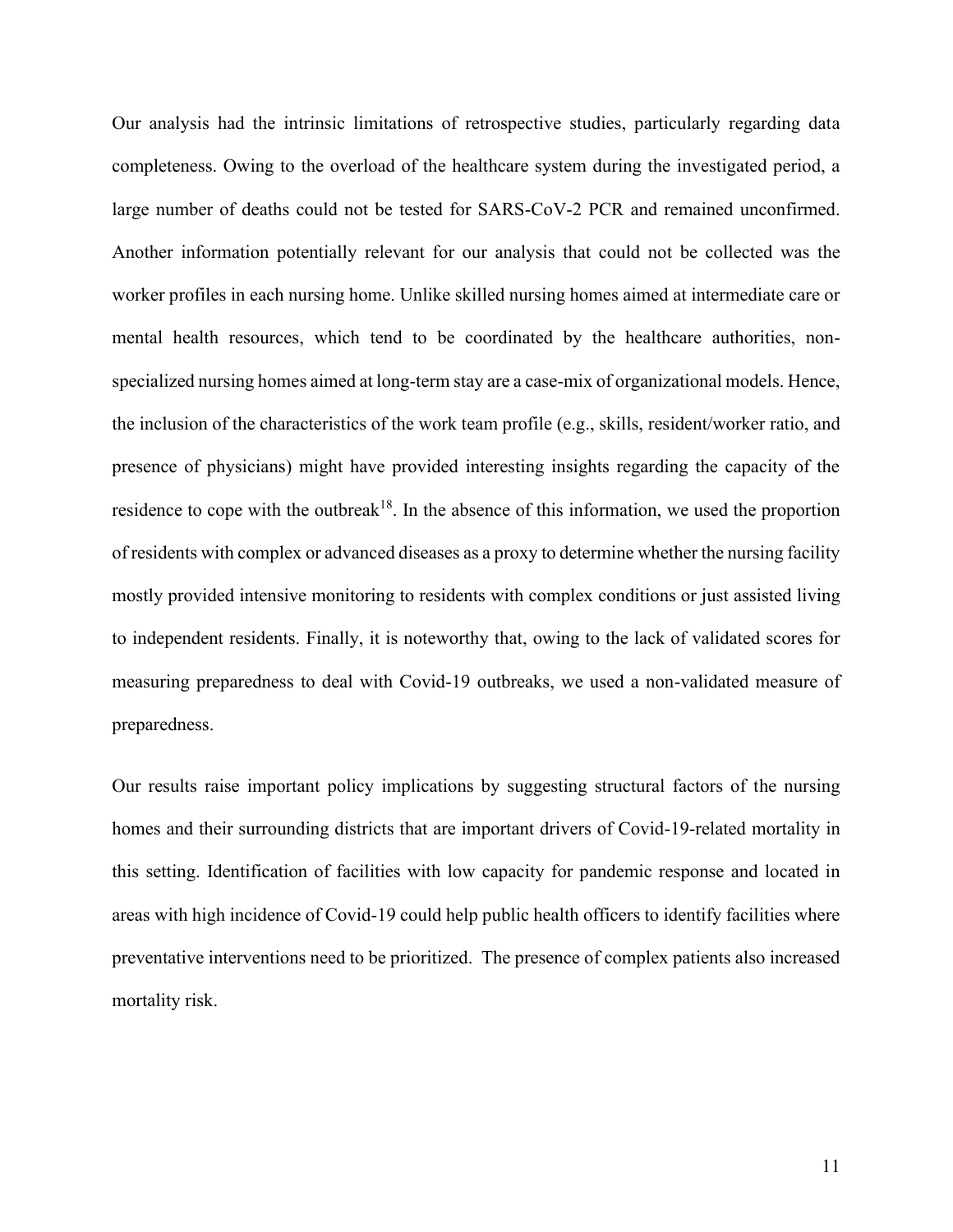Our analysis had the intrinsic limitations of retrospective studies, particularly regarding data completeness. Owing to the overload of the healthcare system during the investigated period, a large number of deaths could not be tested for SARS-CoV-2 PCR and remained unconfirmed. Another information potentially relevant for our analysis that could not be collected was the worker profiles in each nursing home. Unlike skilled nursing homes aimed at intermediate care or mental health resources, which tend to be coordinated by the healthcare authorities, non-specialized nursing homes aimed at long-term stay are a case-mix of organizational models. Hence, the inclusion of the characteristics of the work team profile (e.g., skills, resident/worker ratio, and presence of physicians) might have provided interesting insights regarding the capacity of the residence to cope with the outbreak[18]. In the absence of this information, we used the proportion of residents with complex or advanced diseases as a proxy to determine whether the nursing facility mostly provided intensive monitoring to residents with complex conditions or just assisted living to independent residents. Finally, it is noteworthy that, owing to the lack of validated scores for measuring preparedness to deal with Covid-19 outbreaks, we used a non-validated measure of preparedness.

Our results raise important policy implications by suggesting structural factors of the nursing homes and their surrounding districts that are important drivers of Covid-19-related mortality in this setting. Identification of facilities with low capacity for pandemic response and located in areas with high incidence of Covid-19 could help public health officers to identify facilities where preventative interventions need to be prioritized. The presence of complex patients also increased mortality risk.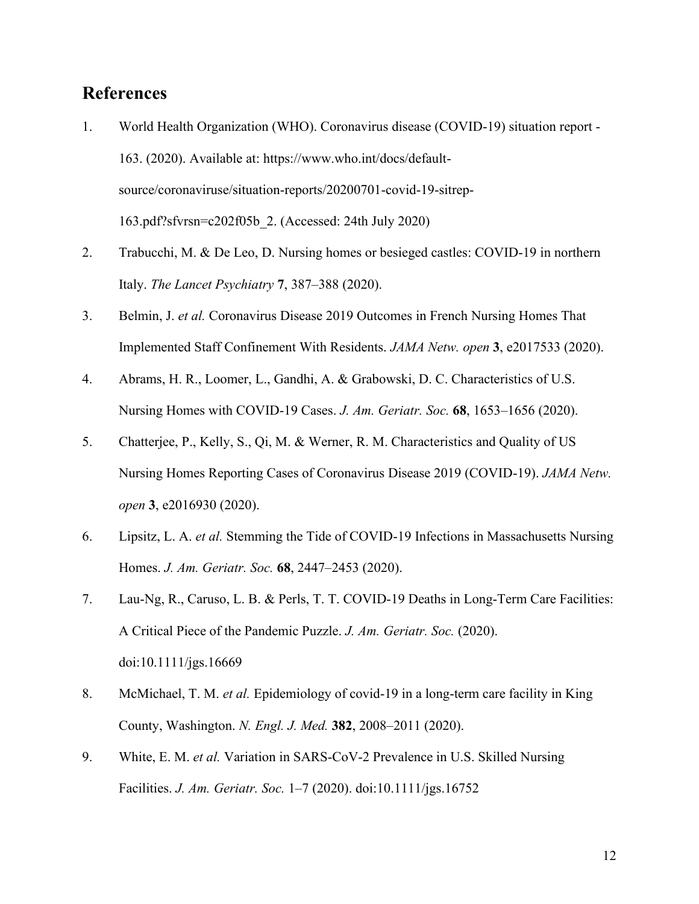## References

1. World Health Organization (WHO). Coronavirus disease (COVID-19) situation report - 163. (2020). Available at: https://www.who.int/docs/default-source/coronaviruse/situation-reports/20200701-covid-19-sitrep-163.pdf?sfvrsn=c202f05b_2. (Accessed: 24th July 2020)
2. Trabucchi, M. & De Leo, D. Nursing homes or besieged castles: COVID-19 in northern Italy. *The Lancet Psychiatry* **7**, 387–388 (2020).
3. Belmin, J. *et al.* Coronavirus Disease 2019 Outcomes in French Nursing Homes That Implemented Staff Confinement With Residents. *JAMA Netw. open* **3**, e2017533 (2020).
4. Abrams, H. R., Loomer, L., Gandhi, A. & Grabowski, D. C. Characteristics of U.S. Nursing Homes with COVID-19 Cases. *J. Am. Geriatr. Soc.* **68**, 1653–1656 (2020).
5. Chatterjee, P., Kelly, S., Qi, M. & Werner, R. M. Characteristics and Quality of US Nursing Homes Reporting Cases of Coronavirus Disease 2019 (COVID-19). *JAMA Netw. open* **3**, e2016930 (2020).
6. Lipsitz, L. A. *et al.* Stemming the Tide of COVID-19 Infections in Massachusetts Nursing Homes. *J. Am. Geriatr. Soc.* **68**, 2447–2453 (2020).
7. Lau-Ng, R., Caruso, L. B. & Perls, T. T. COVID-19 Deaths in Long-Term Care Facilities: A Critical Piece of the Pandemic Puzzle. *J. Am. Geriatr. Soc.* (2020). doi:10.1111/jgs.16669
8. McMichael, T. M. *et al.* Epidemiology of covid-19 in a long-term care facility in King County, Washington. *N. Engl. J. Med.* **382**, 2008–2011 (2020).
9. White, E. M. *et al.* Variation in SARS-CoV-2 Prevalence in U.S. Skilled Nursing Facilities. *J. Am. Geriatr. Soc.* 1–7 (2020). doi:10.1111/jgs.16752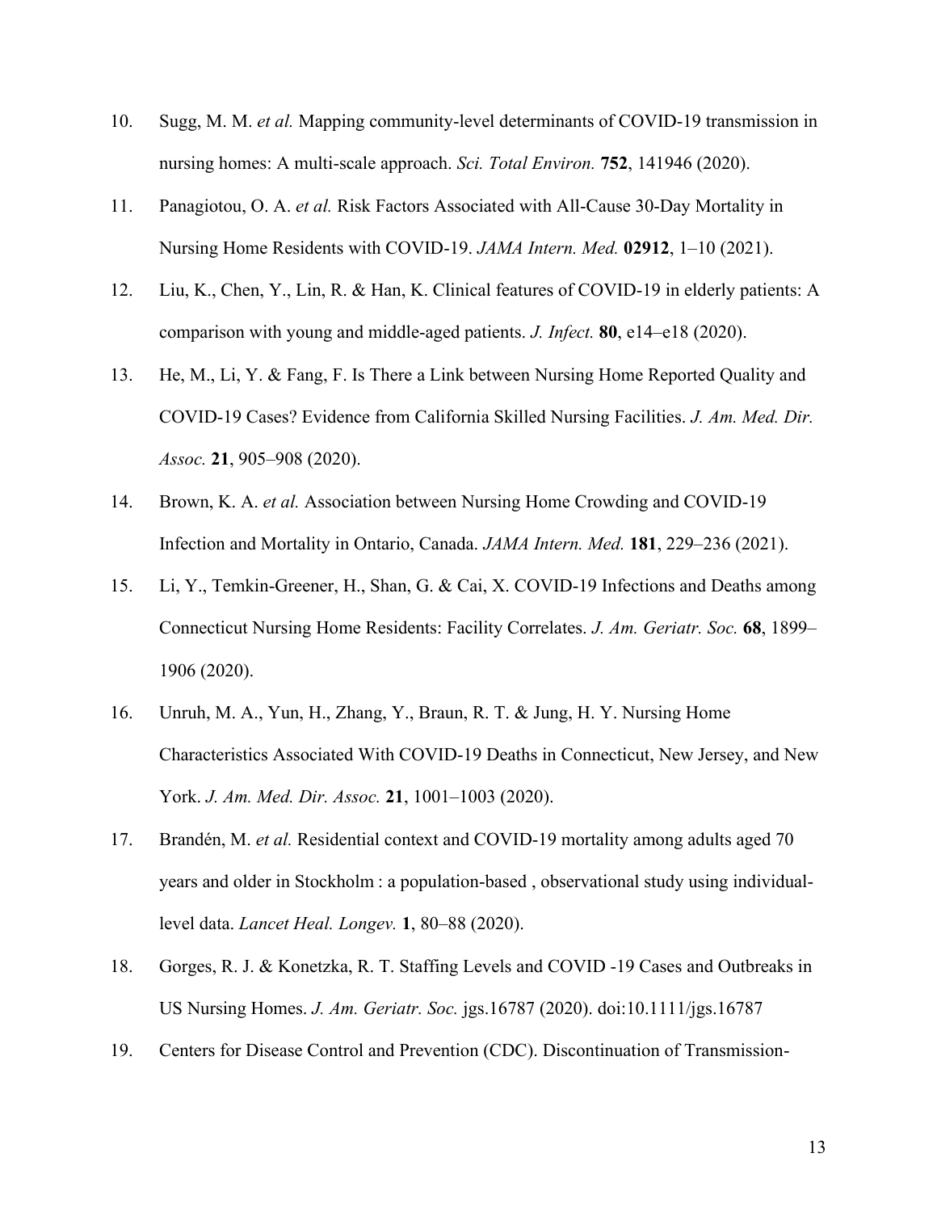10. Sugg, M. M. *et al.* Mapping community-level determinants of COVID-19 transmission in nursing homes: A multi-scale approach. *Sci. Total Environ.* **752**, 141946 (2020).
11. Panagiotou, O. A. *et al.* Risk Factors Associated with All-Cause 30-Day Mortality in Nursing Home Residents with COVID-19. *JAMA Intern. Med.* **02912**, 1–10 (2021).
12. Liu, K., Chen, Y., Lin, R. & Han, K. Clinical features of COVID-19 in elderly patients: A comparison with young and middle-aged patients. *J. Infect.* **80**, e14–e18 (2020).
13. He, M., Li, Y. & Fang, F. Is There a Link between Nursing Home Reported Quality and COVID-19 Cases? Evidence from California Skilled Nursing Facilities. *J. Am. Med. Dir. Assoc.* **21**, 905–908 (2020).
14. Brown, K. A. *et al.* Association between Nursing Home Crowding and COVID-19 Infection and Mortality in Ontario, Canada. *JAMA Intern. Med.* **181**, 229–236 (2021).
15. Li, Y., Temkin-Greener, H., Shan, G. & Cai, X. COVID-19 Infections and Deaths among Connecticut Nursing Home Residents: Facility Correlates. *J. Am. Geriatr. Soc.* **68**, 1899–1906 (2020).
16. Unruh, M. A., Yun, H., Zhang, Y., Braun, R. T. & Jung, H. Y. Nursing Home Characteristics Associated With COVID-19 Deaths in Connecticut, New Jersey, and New York. *J. Am. Med. Dir. Assoc.* **21**, 1001–1003 (2020).
17. Brandén, M. *et al.* Residential context and COVID-19 mortality among adults aged 70 years and older in Stockholm : a population-based , observational study using individual-level data. *Lancet Heal. Longev.* **1**, 80–88 (2020).
18. Gorges, R. J. & Konetzka, R. T. Staffing Levels and COVID -19 Cases and Outbreaks in US Nursing Homes. *J. Am. Geriatr. Soc.* jgs.16787 (2020). doi:10.1111/jgs.16787
19. Centers for Disease Control and Prevention (CDC). Discontinuation of Transmission-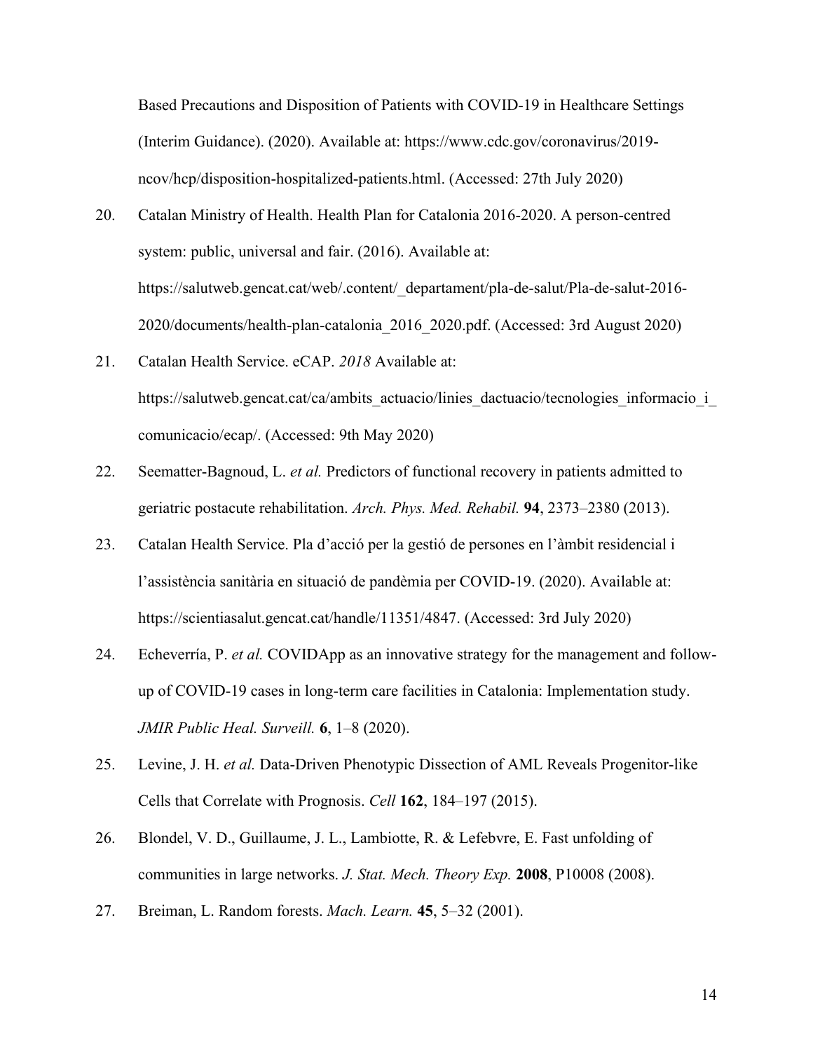Based Precautions and Disposition of Patients with COVID-19 in Healthcare Settings (Interim Guidance). (2020). Available at: https://www.cdc.gov/coronavirus/2019-ncov/hcp/disposition-hospitalized-patients.html. (Accessed: 27th July 2020)

20. Catalan Ministry of Health. Health Plan for Catalonia 2016-2020. A person-centred system: public, universal and fair. (2016). Available at: https://salutweb.gencat.cat/web/.content/_departament/pla-de-salut/Pla-de-salut-2016-2020/documents/health-plan-catalonia_2016_2020.pdf. (Accessed: 3rd August 2020)

21. Catalan Health Service. eCAP. *2018* Available at: https://salutweb.gencat.cat/ca/ambits_actuacio/linies_dactuacio/tecnologies_informacio_i_comunicacio/ecap/. (Accessed: 9th May 2020)

22. Seematter-Bagnoud, L. *et al.* Predictors of functional recovery in patients admitted to geriatric postacute rehabilitation. *Arch. Phys. Med. Rehabil.* **94**, 2373–2380 (2013).

23. Catalan Health Service. Pla d'acció per la gestió de persones en l'àmbit residencial i l'assistència sanitària en situació de pandèmia per COVID-19. (2020). Available at: https://scientiasalut.gencat.cat/handle/11351/4847. (Accessed: 3rd July 2020)

24. Echeverría, P. *et al.* COVIDApp as an innovative strategy for the management and follow-up of COVID-19 cases in long-term care facilities in Catalonia: Implementation study. *JMIR Public Heal. Surveill.* **6**, 1–8 (2020).

25. Levine, J. H. *et al.* Data-Driven Phenotypic Dissection of AML Reveals Progenitor-like Cells that Correlate with Prognosis. *Cell* **162**, 184–197 (2015).

26. Blondel, V. D., Guillaume, J. L., Lambiotte, R. & Lefebvre, E. Fast unfolding of communities in large networks. *J. Stat. Mech. Theory Exp.* **2008**, P10008 (2008).

27. Breiman, L. Random forests. *Mach. Learn.* **45**, 5–32 (2001).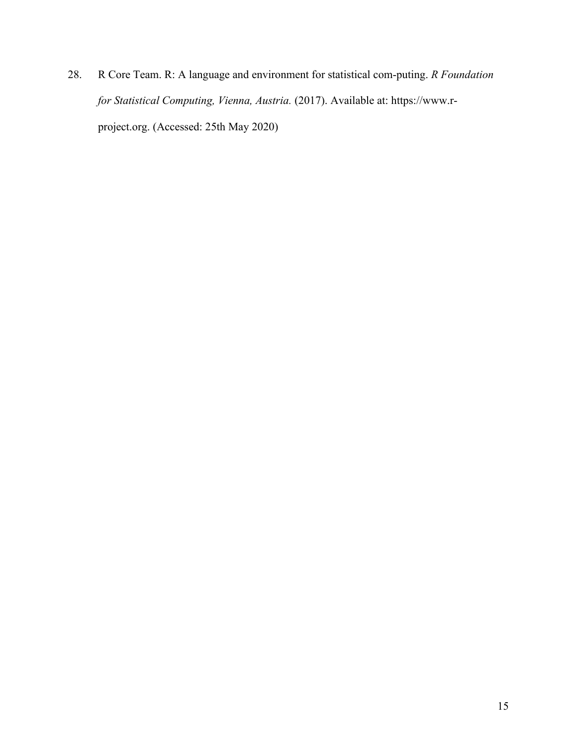28. R Core Team. R: A language and environment for statistical com-puting. *R Foundation for Statistical Computing, Vienna, Austria.* (2017). Available at: https://www.r-project.org. (Accessed: 25th May 2020)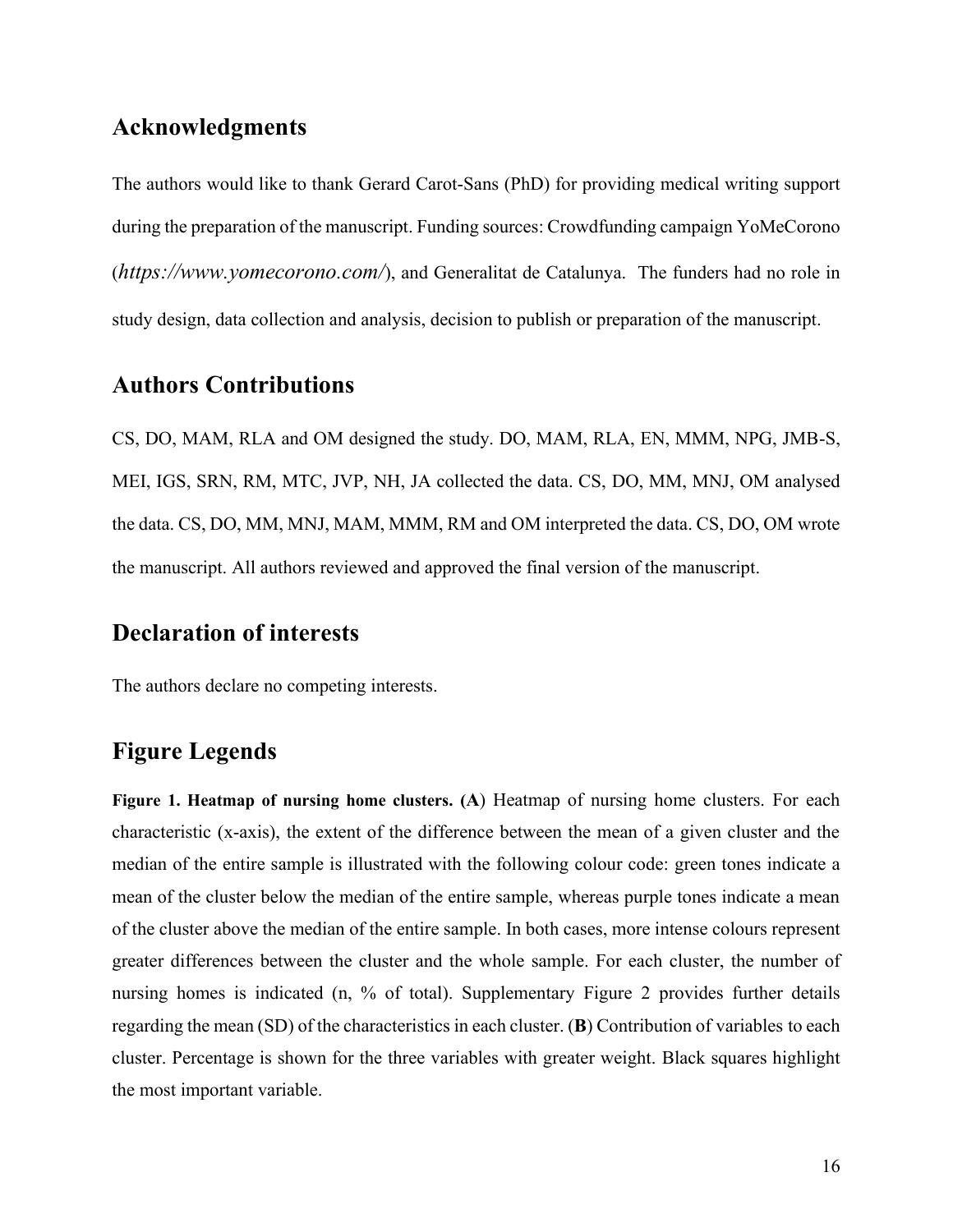## Acknowledgments

The authors would like to thank Gerard Carot-Sans (PhD) for providing medical writing support during the preparation of the manuscript. Funding sources: Crowdfunding campaign YoMeCorono (*https://www.yomecorono.com/*), and Generalitat de Catalunya. The funders had no role in study design, data collection and analysis, decision to publish or preparation of the manuscript.

## Authors Contributions

CS, DO, MAM, RLA and OM designed the study. DO, MAM, RLA, EN, MMM, NPG, JMB-S, MEI, IGS, SRN, RM, MTC, JVP, NH, JA collected the data. CS, DO, MM, MNJ, OM analysed the data. CS, DO, MM, MNJ, MAM, MMM, RM and OM interpreted the data. CS, DO, OM wrote the manuscript. All authors reviewed and approved the final version of the manuscript.

## Declaration of interests

The authors declare no competing interests.

## Figure Legends

**Figure 1. Heatmap of nursing home clusters. (A**) Heatmap of nursing home clusters. For each characteristic (x-axis), the extent of the difference between the mean of a given cluster and the median of the entire sample is illustrated with the following colour code: green tones indicate a mean of the cluster below the median of the entire sample, whereas purple tones indicate a mean of the cluster above the median of the entire sample. In both cases, more intense colours represent greater differences between the cluster and the whole sample. For each cluster, the number of nursing homes is indicated (n, % of total). Supplementary Figure 2 provides further details regarding the mean (SD) of the characteristics in each cluster. (**B**) Contribution of variables to each cluster. Percentage is shown for the three variables with greater weight. Black squares highlight the most important variable.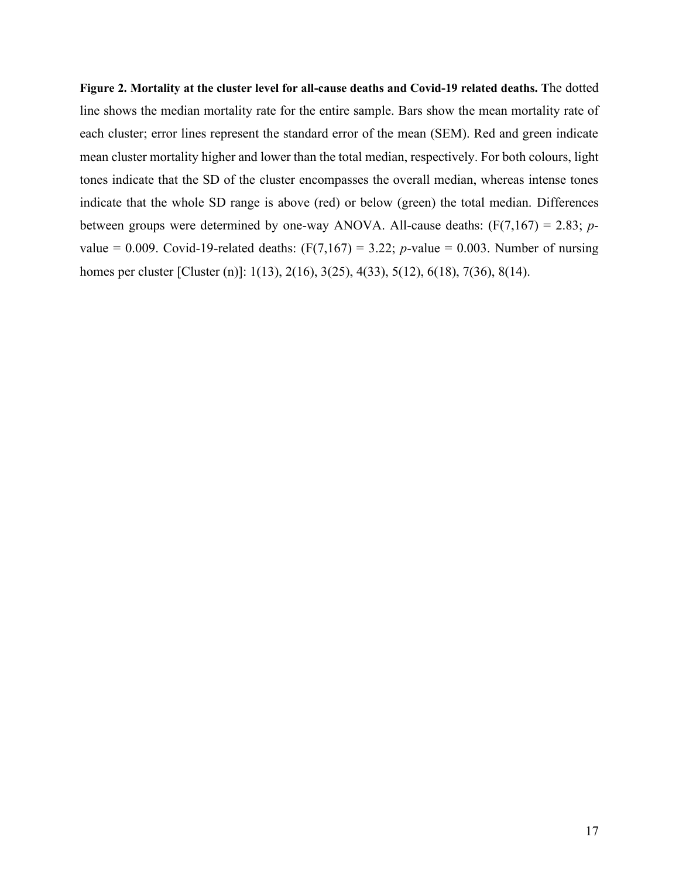**Figure 2. Mortality at the cluster level for all-cause deaths and Covid-19 related deaths. T**he dotted line shows the median mortality rate for the entire sample. Bars show the mean mortality rate of each cluster; error lines represent the standard error of the mean (SEM). Red and green indicate mean cluster mortality higher and lower than the total median, respectively. For both colours, light tones indicate that the SD of the cluster encompasses the overall median, whereas intense tones indicate that the whole SD range is above (red) or below (green) the total median. Differences between groups were determined by one-way ANOVA. All-cause deaths: ($F(7,167) = 2.83$; *p*-value = 0.009. Covid-19-related deaths: ($F(7,167) = 3.22$; *p*-value = 0.003. Number of nursing homes per cluster [Cluster (n)]: 1(13), 2(16), 3(25), 4(33), 5(12), 6(18), 7(36), 8(14).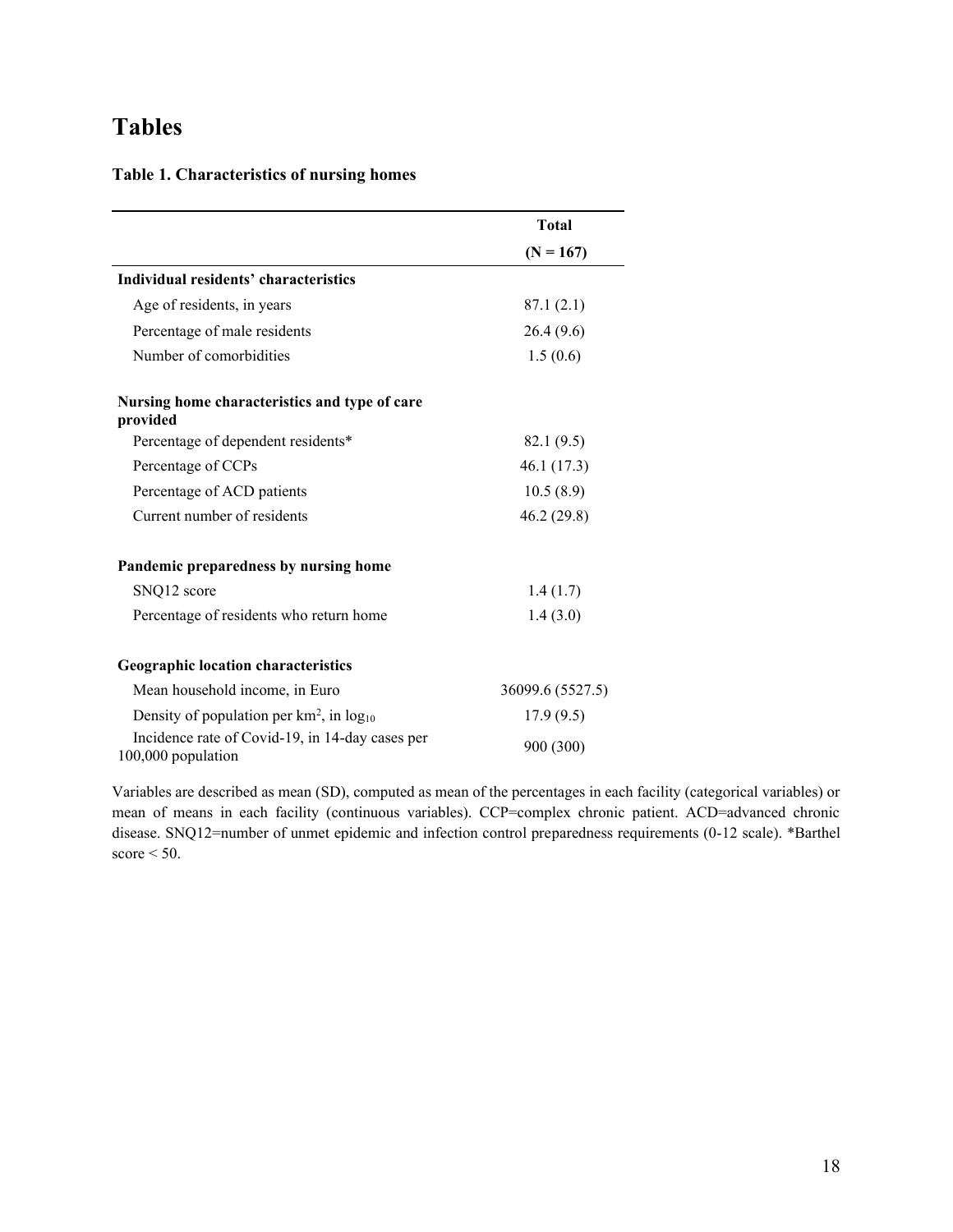# Tables

### Table 1. Characteristics of nursing homes

| | Total (N = 167) |
|---|---|
| **Individual residents' characteristics** | |
| Age of residents, in years | 87.1 (2.1) |
| Percentage of male residents | 26.4 (9.6) |
| Number of comorbidities | 1.5 (0.6) |
| **Nursing home characteristics and type of care provided** | |
| Percentage of dependent residents* | 82.1 (9.5) |
| Percentage of CCPs | 46.1 (17.3) |
| Percentage of ACD patients | 10.5 (8.9) |
| Current number of residents | 46.2 (29.8) |
| **Pandemic preparedness by nursing home** | |
| SNQ12 score | 1.4 (1.7) |
| Percentage of residents who return home | 1.4 (3.0) |
| **Geographic location characteristics** | |
| Mean household income, in Euro | 36099.6 (5527.5) |
| Density of population per $km^2$, in $\log_{10}$ | 17.9 (9.5) |
| Incidence rate of Covid-19, in 14-day cases per 100,000 population | 900 (300) |

Variables are described as mean (SD), computed as mean of the percentages in each facility (categorical variables) or mean of means in each facility (continuous variables). CCP=complex chronic patient. ACD=advanced chronic disease. SNQ12=number of unmet epidemic and infection control preparedness requirements (0-12 scale). *Barthel score < 50.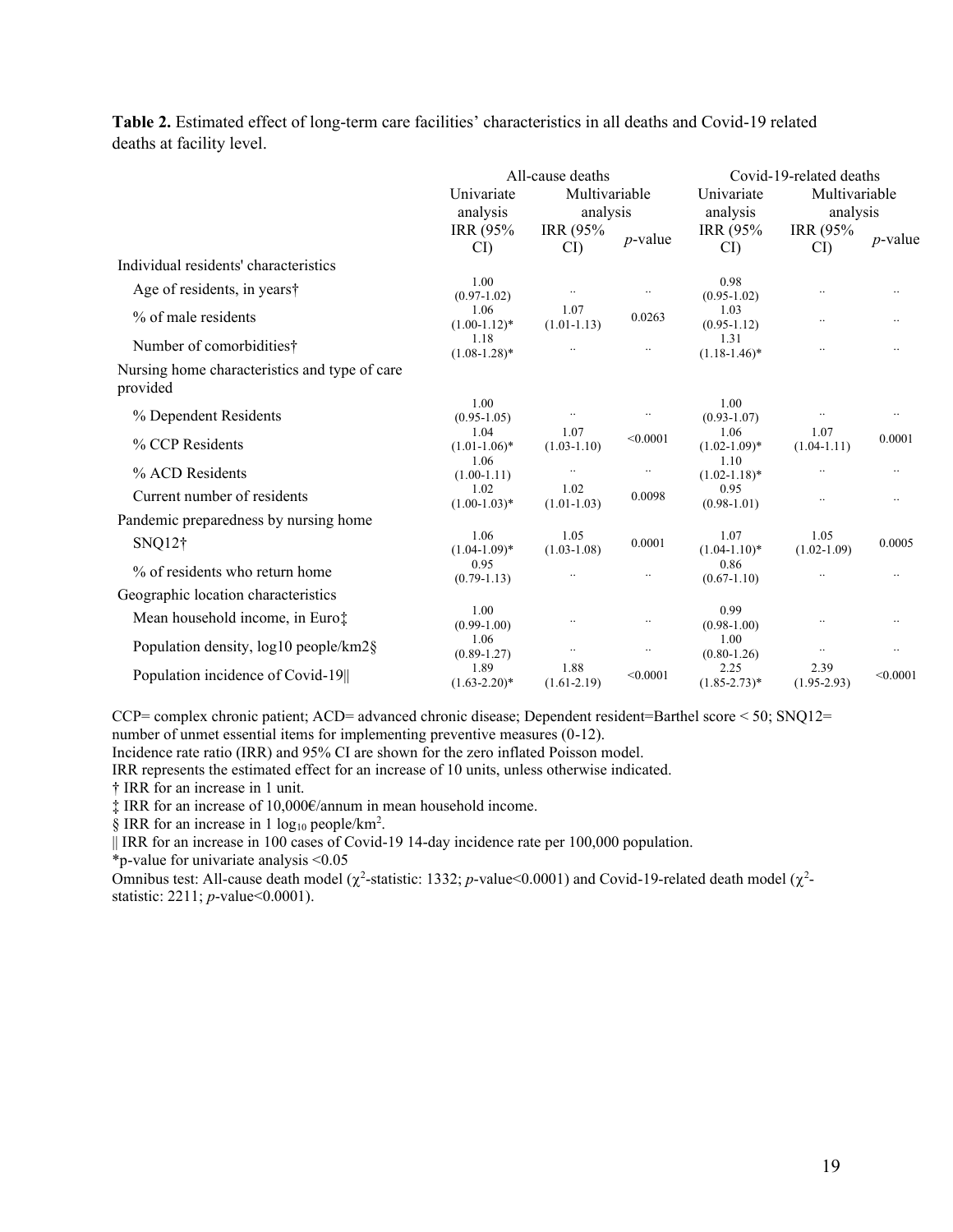**Table 2.** Estimated effect of long-term care facilities' characteristics in all deaths and Covid-19 related deaths at facility level.

| | All-cause deaths | | | Covid-19-related deaths | | |
|---|---|---|---|---|---|---|
| | Univariate analysis | Multivariable analysis | | Univariate analysis | Multivariable analysis | |
| | IRR (95% CI) | IRR (95% CI) | *p*-value | IRR (95% CI) | IRR (95% CI) | *p*-value |
| Individual residents' characteristics | | | | | | |
| Age of residents, in years† | 1.00 (0.97-1.02) | .. | .. | 0.98 (0.95-1.02) | .. | .. |
| % of male residents | 1.06 (1.00-1.12)* | 1.07 (1.01-1.13) | 0.0263 | 1.03 (0.95-1.12) | .. | .. |
| Number of comorbidities† | 1.18 (1.08-1.28)* | .. | .. | 1.31 (1.18-1.46)* | .. | .. |
| Nursing home characteristics and type of care provided | | | | | | |
| % Dependent Residents | 1.00 (0.95-1.05) | .. | .. | 1.00 (0.93-1.07) | .. | .. |
| % CCP Residents | 1.04 (1.01-1.06)* | 1.07 (1.03-1.10) | <0.0001 | 1.06 (1.02-1.09)* | 1.07 (1.04-1.11) | 0.0001 |
| % ACD Residents | 1.06 (1.00-1.11) | .. | .. | 1.10 (1.02-1.18)* | .. | .. |
| Current number of residents | 1.02 (1.00-1.03)* | 1.02 (1.01-1.03) | 0.0098 | 0.95 (0.98-1.01) | .. | .. |
| Pandemic preparedness by nursing home | | | | | | |
| SNQ12† | 1.06 (1.04-1.09)* | 1.05 (1.03-1.08) | 0.0001 | 1.07 (1.04-1.10)* | 1.05 (1.02-1.09) | 0.0005 |
| % of residents who return home | 0.95 (0.79-1.13) | .. | .. | 0.86 (0.67-1.10) | .. | .. |
| Geographic location characteristics | | | | | | |
| Mean household income, in Euro‡ | 1.00 (0.99-1.00) | .. | .. | 0.99 (0.98-1.00) | .. | .. |
| Population density, log10 people/km2§ | 1.06 (0.89-1.27) | .. | .. | 1.00 (0.80-1.26) | .. | .. |
| Population incidence of Covid-19‖ | 1.89 (1.63-2.20)* | 1.88 (1.61-2.19) | <0.0001 | 2.25 (1.85-2.73)* | 2.39 (1.95-2.93) | <0.0001 |

CCP= complex chronic patient; ACD= advanced chronic disease; Dependent resident=Barthel score < 50; SNQ12= number of unmet essential items for implementing preventive measures (0-12).

Incidence rate ratio (IRR) and 95% CI are shown for the zero inflated Poisson model.

IRR represents the estimated effect for an increase of 10 units, unless otherwise indicated.

† IRR for an increase in 1 unit.

‡ IRR for an increase of 10,000€/annum in mean household income.

§ IRR for an increase in 1 $\log_{10}$ people/km$^2$.

‖ IRR for an increase in 100 cases of Covid-19 14-day incidence rate per 100,000 population.

*p-value for univariate analysis <0.05

Omnibus test: All-cause death model ($\chi^2$-statistic: 1332; *p*-value<0.0001) and Covid-19-related death model ($\chi^2$-statistic: 2211; *p*-value<0.0001).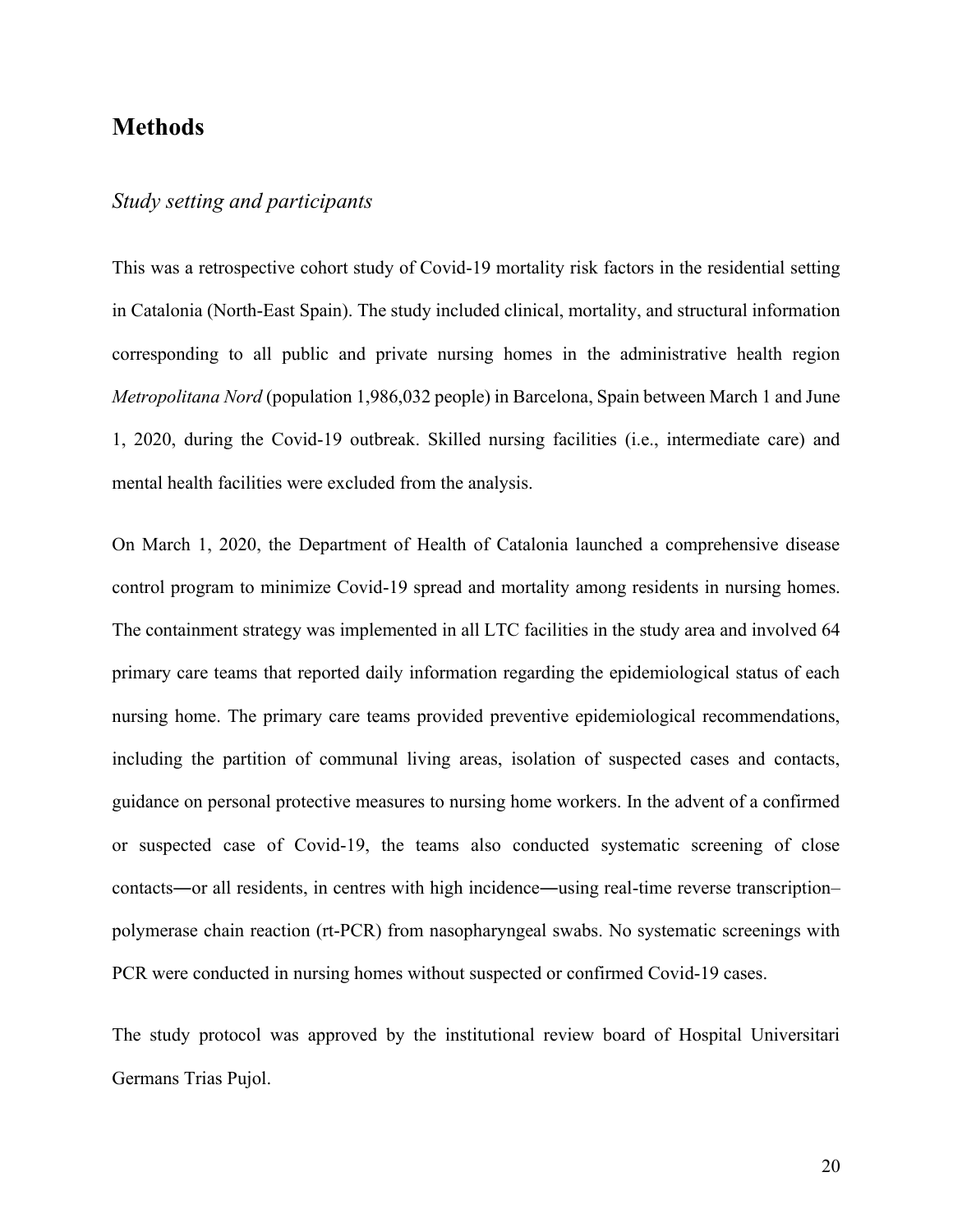## Methods

### *Study setting and participants*

This was a retrospective cohort study of Covid-19 mortality risk factors in the residential setting in Catalonia (North-East Spain). The study included clinical, mortality, and structural information corresponding to all public and private nursing homes in the administrative health region *Metropolitana Nord* (population 1,986,032 people) in Barcelona, Spain between March 1 and June 1, 2020, during the Covid-19 outbreak. Skilled nursing facilities (i.e., intermediate care) and mental health facilities were excluded from the analysis.

On March 1, 2020, the Department of Health of Catalonia launched a comprehensive disease control program to minimize Covid-19 spread and mortality among residents in nursing homes. The containment strategy was implemented in all LTC facilities in the study area and involved 64 primary care teams that reported daily information regarding the epidemiological status of each nursing home. The primary care teams provided preventive epidemiological recommendations, including the partition of communal living areas, isolation of suspected cases and contacts, guidance on personal protective measures to nursing home workers. In the advent of a confirmed or suspected case of Covid-19, the teams also conducted systematic screening of close contacts―or all residents, in centres with high incidence―using real-time reverse transcription–polymerase chain reaction (rt-PCR) from nasopharyngeal swabs. No systematic screenings with PCR were conducted in nursing homes without suspected or confirmed Covid-19 cases.

The study protocol was approved by the institutional review board of Hospital Universitari Germans Trias Pujol.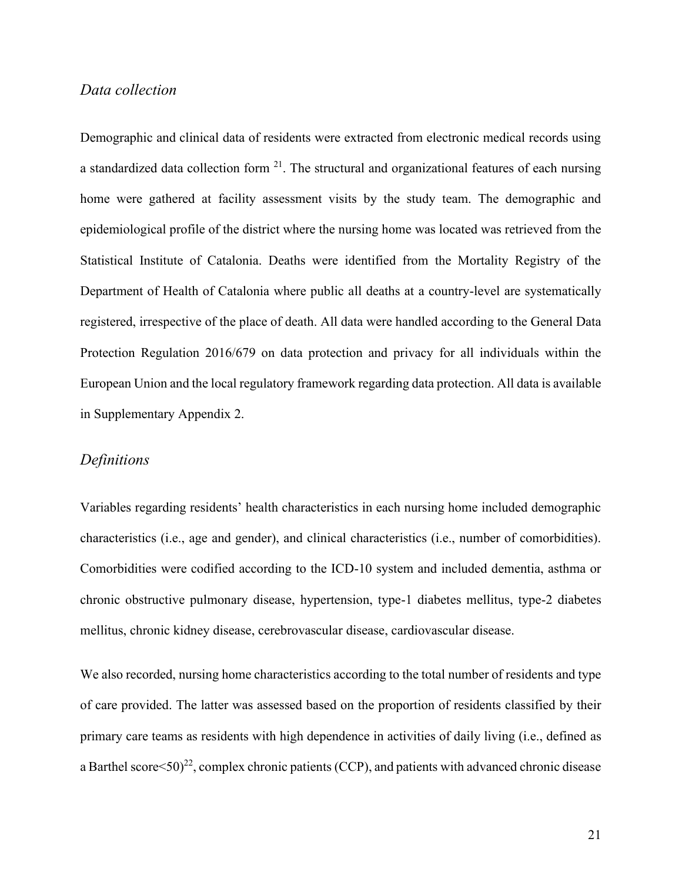### *Data collection*

Demographic and clinical data of residents were extracted from electronic medical records using a standardized data collection form [21]. The structural and organizational features of each nursing home were gathered at facility assessment visits by the study team. The demographic and epidemiological profile of the district where the nursing home was located was retrieved from the Statistical Institute of Catalonia. Deaths were identified from the Mortality Registry of the Department of Health of Catalonia where public all deaths at a country-level are systematically registered, irrespective of the place of death. All data were handled according to the General Data Protection Regulation 2016/679 on data protection and privacy for all individuals within the European Union and the local regulatory framework regarding data protection. All data is available in Supplementary Appendix 2.

### *Definitions*

Variables regarding residents' health characteristics in each nursing home included demographic characteristics (i.e., age and gender), and clinical characteristics (i.e., number of comorbidities). Comorbidities were codified according to the ICD-10 system and included dementia, asthma or chronic obstructive pulmonary disease, hypertension, type-1 diabetes mellitus, type-2 diabetes mellitus, chronic kidney disease, cerebrovascular disease, cardiovascular disease.

We also recorded, nursing home characteristics according to the total number of residents and type of care provided. The latter was assessed based on the proportion of residents classified by their primary care teams as residents with high dependence in activities of daily living (i.e., defined as a Barthel score<50)[22], complex chronic patients (CCP), and patients with advanced chronic disease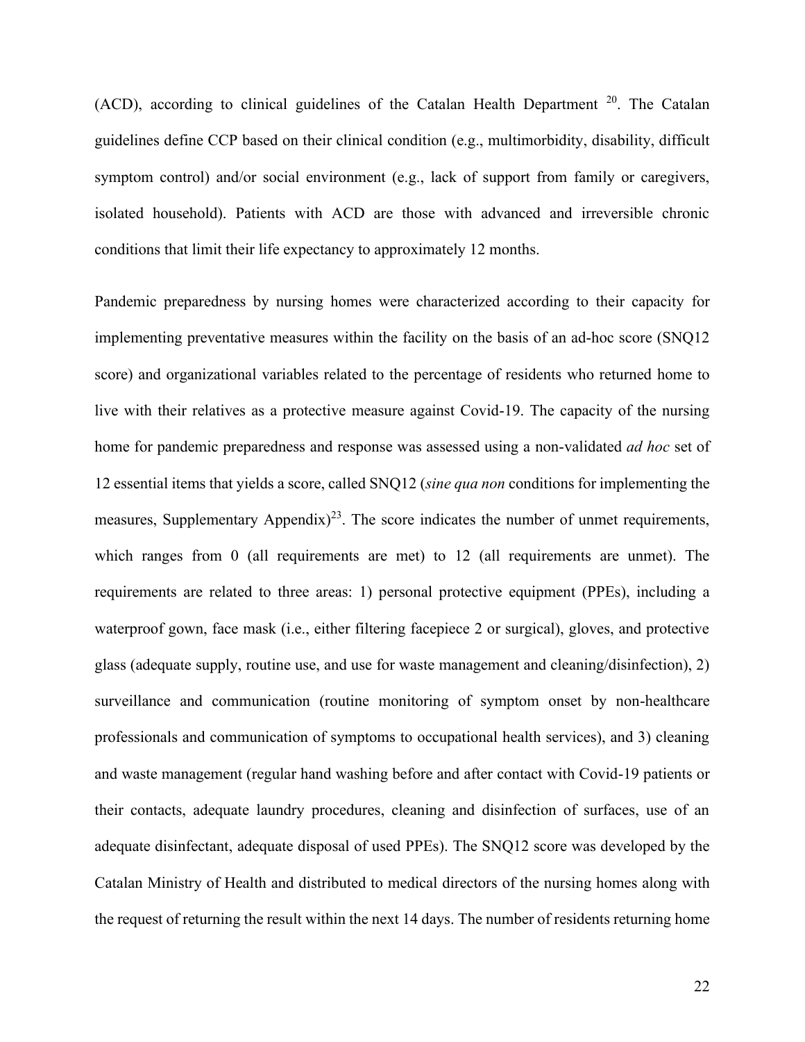(ACD), according to clinical guidelines of the Catalan Health Department [20]. The Catalan guidelines define CCP based on their clinical condition (e.g., multimorbidity, disability, difficult symptom control) and/or social environment (e.g., lack of support from family or caregivers, isolated household). Patients with ACD are those with advanced and irreversible chronic conditions that limit their life expectancy to approximately 12 months.

Pandemic preparedness by nursing homes were characterized according to their capacity for implementing preventative measures within the facility on the basis of an ad-hoc score (SNQ12 score) and organizational variables related to the percentage of residents who returned home to live with their relatives as a protective measure against Covid-19. The capacity of the nursing home for pandemic preparedness and response was assessed using a non-validated *ad hoc* set of 12 essential items that yields a score, called SNQ12 (*sine qua non* conditions for implementing the measures, Supplementary Appendix)[23]. The score indicates the number of unmet requirements, which ranges from 0 (all requirements are met) to 12 (all requirements are unmet). The requirements are related to three areas: 1) personal protective equipment (PPEs), including a waterproof gown, face mask (i.e., either filtering facepiece 2 or surgical), gloves, and protective glass (adequate supply, routine use, and use for waste management and cleaning/disinfection), 2) surveillance and communication (routine monitoring of symptom onset by non-healthcare professionals and communication of symptoms to occupational health services), and 3) cleaning and waste management (regular hand washing before and after contact with Covid-19 patients or their contacts, adequate laundry procedures, cleaning and disinfection of surfaces, use of an adequate disinfectant, adequate disposal of used PPEs). The SNQ12 score was developed by the Catalan Ministry of Health and distributed to medical directors of the nursing homes along with the request of returning the result within the next 14 days. The number of residents returning home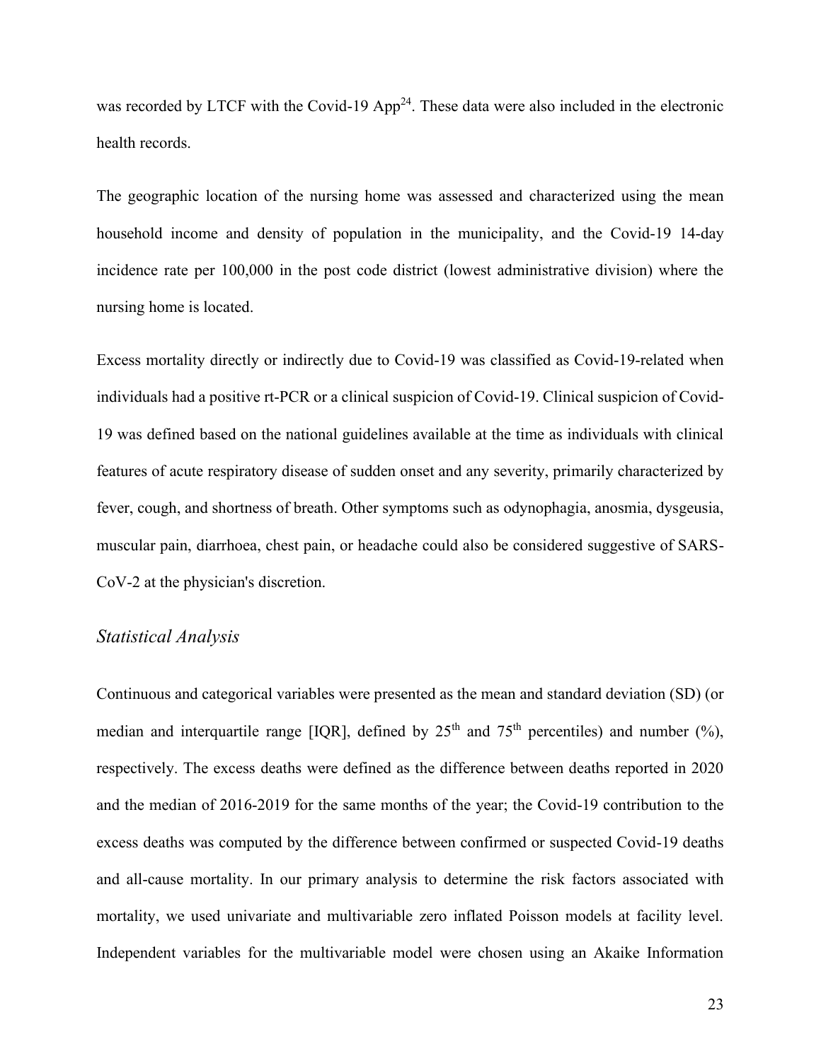was recorded by LTCF with the Covid-19 App[24]. These data were also included in the electronic health records.

The geographic location of the nursing home was assessed and characterized using the mean household income and density of population in the municipality, and the Covid-19 14-day incidence rate per 100,000 in the post code district (lowest administrative division) where the nursing home is located.

Excess mortality directly or indirectly due to Covid-19 was classified as Covid-19-related when individuals had a positive rt-PCR or a clinical suspicion of Covid-19. Clinical suspicion of Covid-19 was defined based on the national guidelines available at the time as individuals with clinical features of acute respiratory disease of sudden onset and any severity, primarily characterized by fever, cough, and shortness of breath. Other symptoms such as odynophagia, anosmia, dysgeusia, muscular pain, diarrhoea, chest pain, or headache could also be considered suggestive of SARS-CoV-2 at the physician's discretion.

### *Statistical Analysis*

Continuous and categorical variables were presented as the mean and standard deviation (SD) (or median and interquartile range [IQR], defined by 25th and 75th percentiles) and number (%), respectively. The excess deaths were defined as the difference between deaths reported in 2020 and the median of 2016-2019 for the same months of the year; the Covid-19 contribution to the excess deaths was computed by the difference between confirmed or suspected Covid-19 deaths and all-cause mortality. In our primary analysis to determine the risk factors associated with mortality, we used univariate and multivariable zero inflated Poisson models at facility level. Independent variables for the multivariable model were chosen using an Akaike Information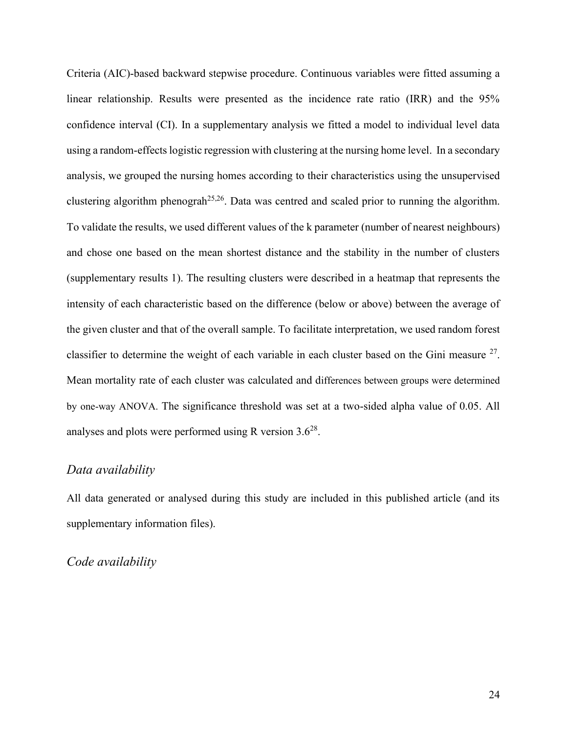Criteria (AIC)-based backward stepwise procedure. Continuous variables were fitted assuming a linear relationship. Results were presented as the incidence rate ratio (IRR) and the 95% confidence interval (CI). In a supplementary analysis we fitted a model to individual level data using a random-effects logistic regression with clustering at the nursing home level. In a secondary analysis, we grouped the nursing homes according to their characteristics using the unsupervised clustering algorithm phenograh[25,26]. Data was centred and scaled prior to running the algorithm. To validate the results, we used different values of the k parameter (number of nearest neighbours) and chose one based on the mean shortest distance and the stability in the number of clusters (supplementary results 1). The resulting clusters were described in a heatmap that represents the intensity of each characteristic based on the difference (below or above) between the average of the given cluster and that of the overall sample. To facilitate interpretation, we used random forest classifier to determine the weight of each variable in each cluster based on the Gini measure [27]. Mean mortality rate of each cluster was calculated and differences between groups were determined by one-way ANOVA. The significance threshold was set at a two-sided alpha value of 0.05. All analyses and plots were performed using R version 3.6[28].

### *Data availability*

All data generated or analysed during this study are included in this published article (and its supplementary information files).

### *Code availability*